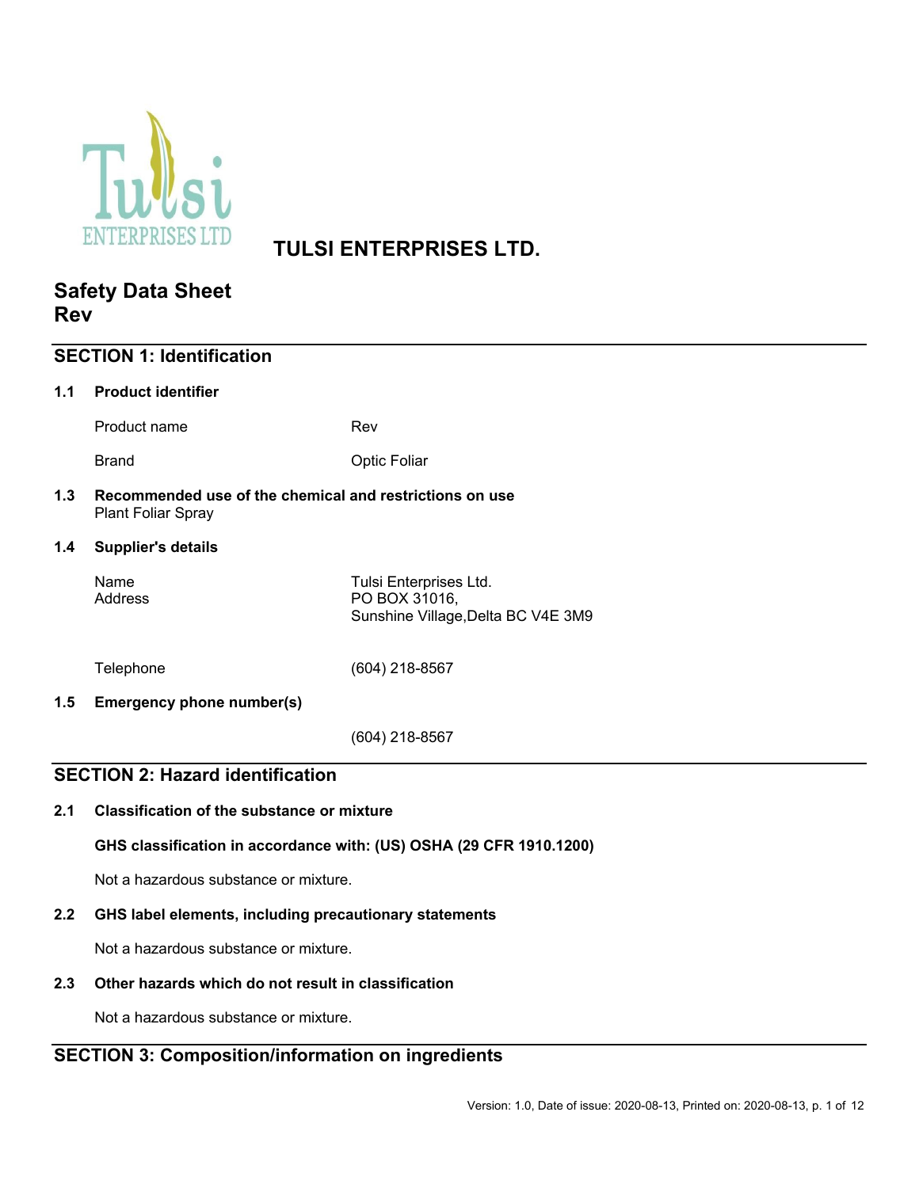TULSI ENTERPRISES LTD.

# Safety Data Sheet
# Rev

## SECTION 1: Identification

### 1.1 Product identifier

| | |
|---|---|
| Product name | Rev |
| Brand | Optic Foliar |

### 1.3 Recommended use of the chemical and restrictions on use

Plant Foliar Spray

### 1.4 Supplier's details

| | |
|---|---|
| Name | Tulsi Enterprises Ltd. |
| Address | PO BOX 31016, Sunshine Village,Delta BC V4E 3M9 |
| Telephone | (604) 218-8567 |

### 1.5 Emergency phone number(s)

(604) 218-8567

## SECTION 2: Hazard identification

### 2.1 Classification of the substance or mixture

**GHS classification in accordance with: (US) OSHA (29 CFR 1910.1200)**

Not a hazardous substance or mixture.

### 2.2 GHS label elements, including precautionary statements

Not a hazardous substance or mixture.

### 2.3 Other hazards which do not result in classification

Not a hazardous substance or mixture.

## SECTION 3: Composition/information on ingredients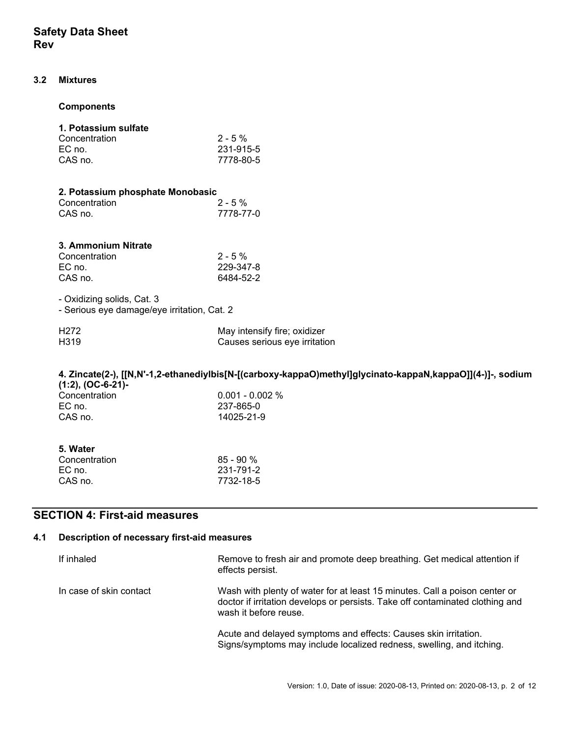### 3.2 Mixtures

**Components**

**1. Potassium sulfate**

| | |
|---|---|
| Concentration | 2 - 5 % |
| EC no. | 231-915-5 |
| CAS no. | 7778-80-5 |

**2. Potassium phosphate Monobasic**

| | |
|---|---|
| Concentration | 2 - 5 % |
| CAS no. | 7778-77-0 |

**3. Ammonium Nitrate**

| | |
|---|---|
| Concentration | 2 - 5 % |
| EC no. | 229-347-8 |
| CAS no. | 6484-52-2 |

- Oxidizing solids, Cat. 3
- Serious eye damage/eye irritation, Cat. 2

| | |
|---|---|
| H272 | May intensify fire; oxidizer |
| H319 | Causes serious eye irritation |

**4. Zincate(2-), [[N,N'-1,2-ethanediylbis[N-[(carboxy-kappaO)methyl]glycinato-kappaN,kappaO]](4-)]-, sodium (1:2), (OC-6-21)-**

| | |
|---|---|
| Concentration | 0.001 - 0.002 % |
| EC no. | 237-865-0 |
| CAS no. | 14025-21-9 |

**5. Water**

| | |
|---|---|
| Concentration | 85 - 90 % |
| EC no. | 231-791-2 |
| CAS no. | 7732-18-5 |

## SECTION 4: First-aid measures

### 4.1 Description of necessary first-aid measures

| | |
|---|---|
| If inhaled | Remove to fresh air and promote deep breathing. Get medical attention if effects persist. |
| In case of skin contact | Wash with plenty of water for at least 15 minutes. Call a poison center or doctor if irritation develops or persists. Take off contaminated clothing and wash it before reuse.<br><br>Acute and delayed symptoms and effects: Causes skin irritation. Signs/symptoms may include localized redness, swelling, and itching. |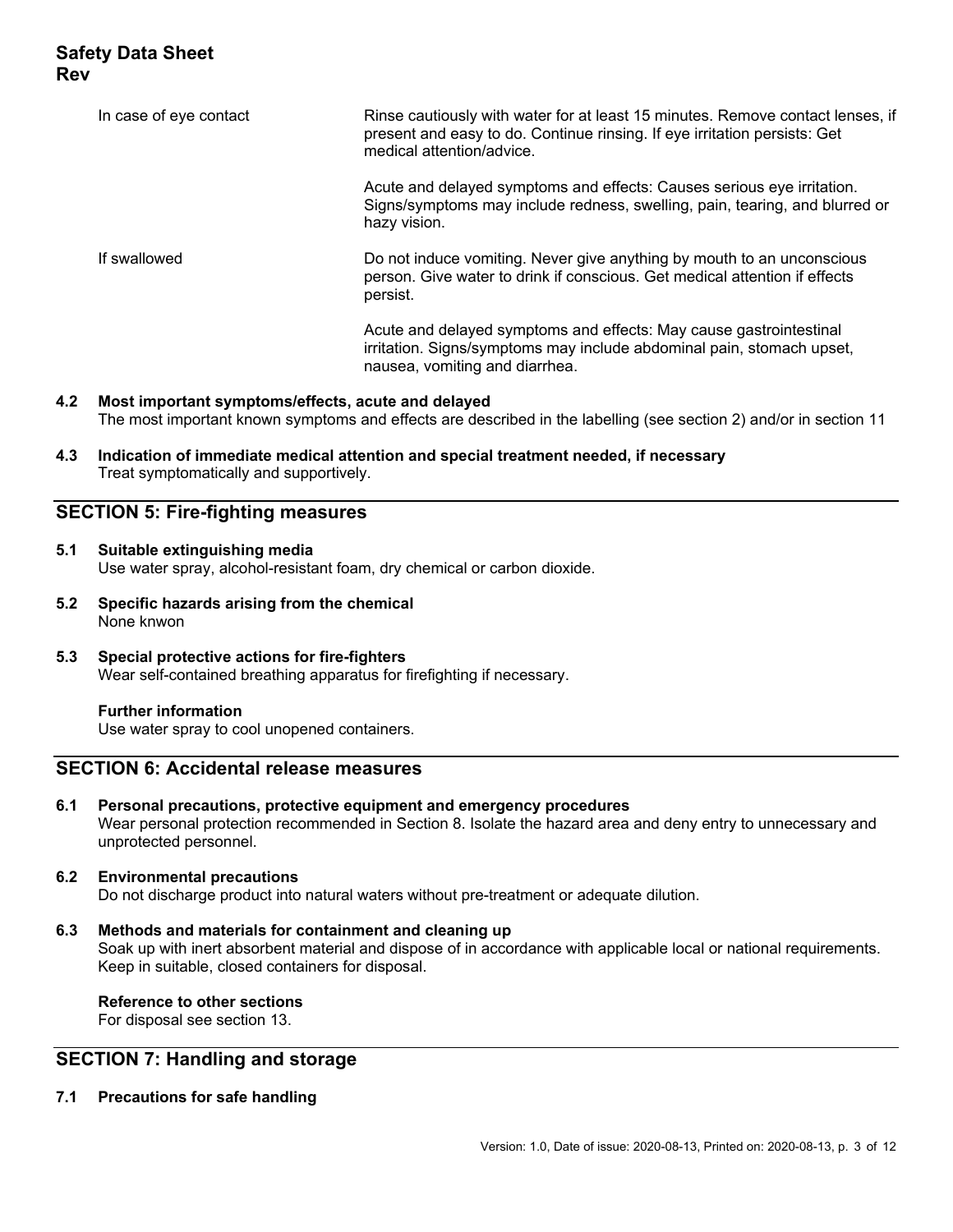| | |
|---|---|
| In case of eye contact | Rinse cautiously with water for at least 15 minutes. Remove contact lenses, if present and easy to do. Continue rinsing. If eye irritation persists: Get medical attention/advice.<br><br>Acute and delayed symptoms and effects: Causes serious eye irritation. Signs/symptoms may include redness, swelling, pain, tearing, and blurred or hazy vision. |
| If swallowed | Do not induce vomiting. Never give anything by mouth to an unconscious person. Give water to drink if conscious. Get medical attention if effects persist.<br><br>Acute and delayed symptoms and effects: May cause gastrointestinal irritation. Signs/symptoms may include abdominal pain, stomach upset, nausea, vomiting and diarrhea. |

### 4.2 Most important symptoms/effects, acute and delayed

The most important known symptoms and effects are described in the labelling (see section 2) and/or in section 11

### 4.3 Indication of immediate medical attention and special treatment needed, if necessary

Treat symptomatically and supportively.

## SECTION 5: Fire-fighting measures

### 5.1 Suitable extinguishing media

Use water spray, alcohol-resistant foam, dry chemical or carbon dioxide.

### 5.2 Specific hazards arising from the chemical

None knwon

### 5.3 Special protective actions for fire-fighters

Wear self-contained breathing apparatus for firefighting if necessary.

**Further information**

Use water spray to cool unopened containers.

## SECTION 6: Accidental release measures

### 6.1 Personal precautions, protective equipment and emergency procedures

Wear personal protection recommended in Section 8. Isolate the hazard area and deny entry to unnecessary and unprotected personnel.

### 6.2 Environmental precautions

Do not discharge product into natural waters without pre-treatment or adequate dilution.

### 6.3 Methods and materials for containment and cleaning up

Soak up with inert absorbent material and dispose of in accordance with applicable local or national requirements. Keep in suitable, closed containers for disposal.

**Reference to other sections**

For disposal see section 13.

## SECTION 7: Handling and storage

### 7.1 Precautions for safe handling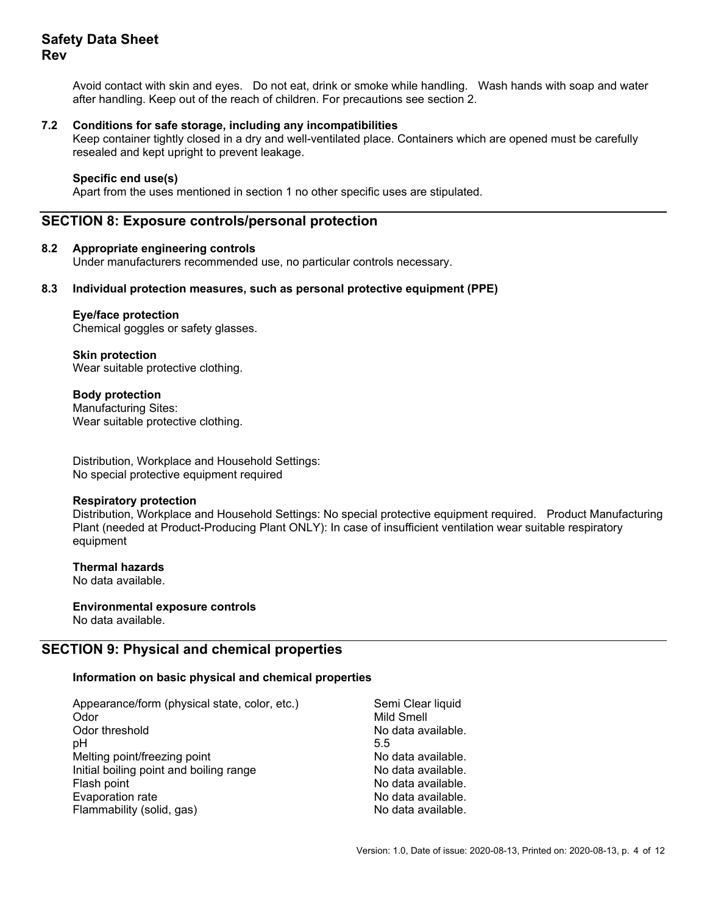Avoid contact with skin and eyes. Do not eat, drink or smoke while handling. Wash hands with soap and water after handling. Keep out of the reach of children. For precautions see section 2.

**7.2 Conditions for safe storage, including any incompatibilities**

Keep container tightly closed in a dry and well-ventilated place. Containers which are opened must be carefully resealed and kept upright to prevent leakage.

**Specific end use(s)**

Apart from the uses mentioned in section 1 no other specific uses are stipulated.

## SECTION 8: Exposure controls/personal protection

**8.2 Appropriate engineering controls**

Under manufacturers recommended use, no particular controls necessary.

**8.3 Individual protection measures, such as personal protective equipment (PPE)**

**Eye/face protection**

Chemical goggles or safety glasses.

**Skin protection**

Wear suitable protective clothing.

**Body protection**

Manufacturing Sites:
Wear suitable protective clothing.

Distribution, Workplace and Household Settings:
No special protective equipment required

**Respiratory protection**

Distribution, Workplace and Household Settings: No special protective equipment required. Product Manufacturing Plant (needed at Product-Producing Plant ONLY): In case of insufficient ventilation wear suitable respiratory equipment

**Thermal hazards**

No data available.

**Environmental exposure controls**

No data available.

## SECTION 9: Physical and chemical properties

**Information on basic physical and chemical properties**

| | |
|---|---|
| Appearance/form (physical state, color, etc.) | Semi Clear liquid |
| Odor | Mild Smell |
| Odor threshold | No data available. |
| pH | 5.5 |
| Melting point/freezing point | No data available. |
| Initial boiling point and boiling range | No data available. |
| Flash point | No data available. |
| Evaporation rate | No data available. |
| Flammability (solid, gas) | No data available. |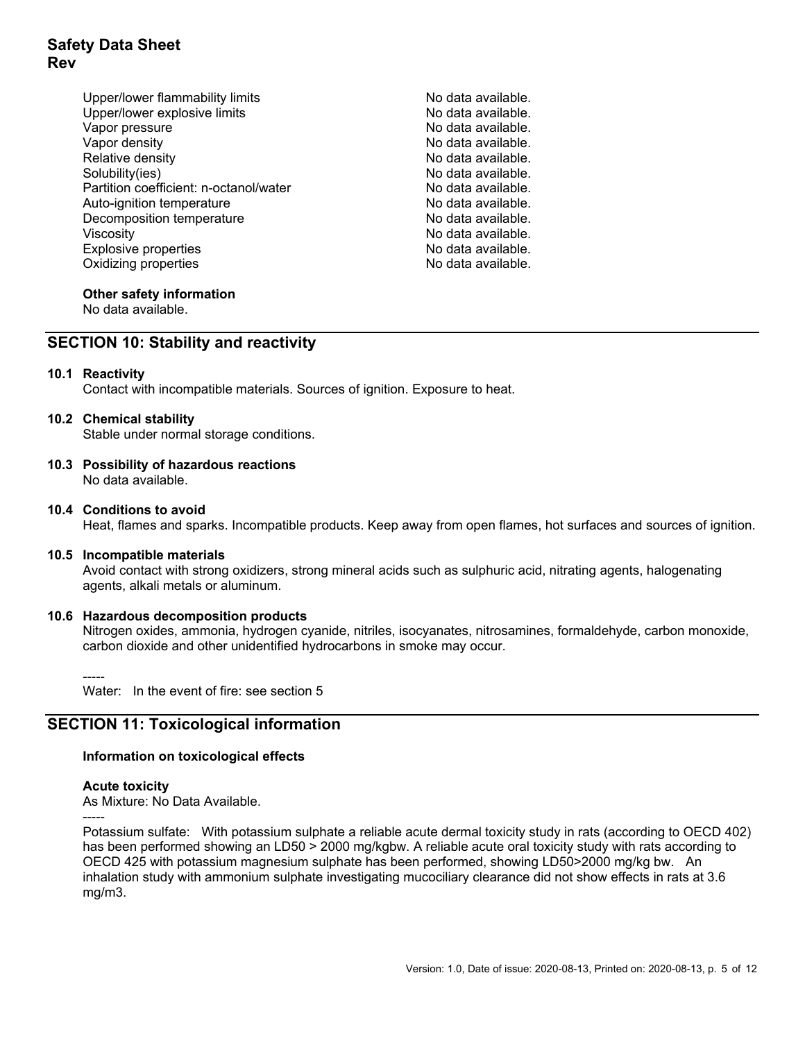| | |
|---|---|
| Upper/lower flammability limits | No data available. |
| Upper/lower explosive limits | No data available. |
| Vapor pressure | No data available. |
| Vapor density | No data available. |
| Relative density | No data available. |
| Solubility(ies) | No data available. |
| Partition coefficient: n-octanol/water | No data available. |
| Auto-ignition temperature | No data available. |
| Decomposition temperature | No data available. |
| Viscosity | No data available. |
| Explosive properties | No data available. |
| Oxidizing properties | No data available. |

**Other safety information**

No data available.

## SECTION 10: Stability and reactivity

**10.1 Reactivity**

Contact with incompatible materials. Sources of ignition. Exposure to heat.

**10.2 Chemical stability**

Stable under normal storage conditions.

**10.3 Possibility of hazardous reactions**

No data available.

**10.4 Conditions to avoid**

Heat, flames and sparks. Incompatible products. Keep away from open flames, hot surfaces and sources of ignition.

**10.5 Incompatible materials**

Avoid contact with strong oxidizers, strong mineral acids such as sulphuric acid, nitrating agents, halogenating agents, alkali metals or aluminum.

**10.6 Hazardous decomposition products**

Nitrogen oxides, ammonia, hydrogen cyanide, nitriles, isocyanates, nitrosamines, formaldehyde, carbon monoxide, carbon dioxide and other unidentified hydrocarbons in smoke may occur.

-----

Water: In the event of fire: see section 5

## SECTION 11: Toxicological information

**Information on toxicological effects**

**Acute toxicity**

As Mixture: No Data Available.

-----

Potassium sulfate: With potassium sulphate a reliable acute dermal toxicity study in rats (according to OECD 402) has been performed showing an LD50 > 2000 mg/kgbw. A reliable acute oral toxicity study with rats according to OECD 425 with potassium magnesium sulphate has been performed, showing LD50>2000 mg/kg bw. An inhalation study with ammonium sulphate investigating mucociliary clearance did not show effects in rats at 3.6 mg/m3.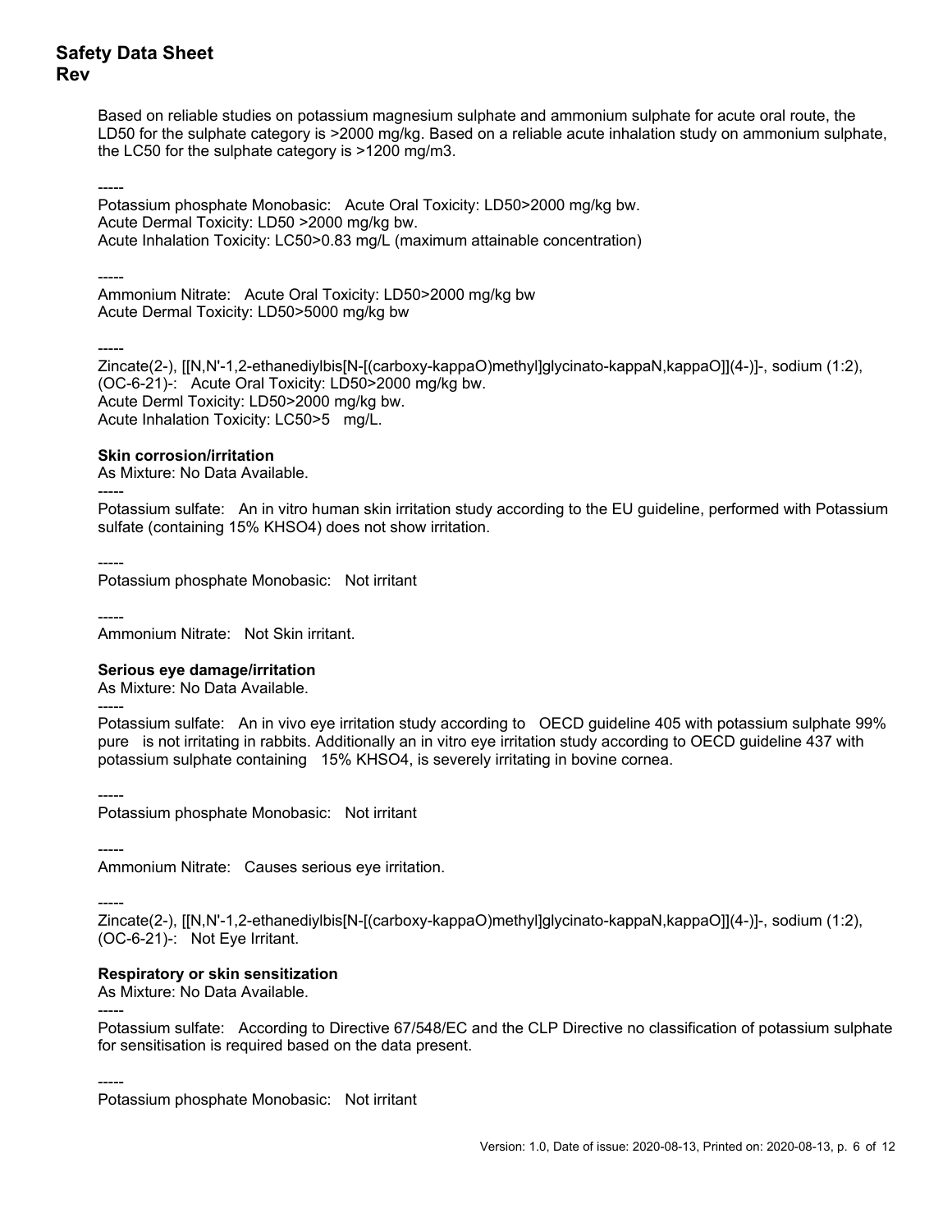Based on reliable studies on potassium magnesium sulphate and ammonium sulphate for acute oral route, the LD50 for the sulphate category is >2000 mg/kg. Based on a reliable acute inhalation study on ammonium sulphate, the LC50 for the sulphate category is >1200 mg/m3.

-----

Potassium phosphate Monobasic: Acute Oral Toxicity: LD50>2000 mg/kg bw.
Acute Dermal Toxicity: LD50 >2000 mg/kg bw.
Acute Inhalation Toxicity: LC50>0.83 mg/L (maximum attainable concentration)

-----

Ammonium Nitrate: Acute Oral Toxicity: LD50>2000 mg/kg bw
Acute Dermal Toxicity: LD50>5000 mg/kg bw

-----

Zincate(2-), [[N,N'-1,2-ethanediylbis[N-[(carboxy-kappaO)methyl]glycinato-kappaN,kappaO]](4-)]-, sodium (1:2), (OC-6-21)-: Acute Oral Toxicity: LD50>2000 mg/kg bw.
Acute Derml Toxicity: LD50>2000 mg/kg bw.
Acute Inhalation Toxicity: LC50>5 mg/L.

**Skin corrosion/irritation**

As Mixture: No Data Available.

-----

Potassium sulfate: An in vitro human skin irritation study according to the EU guideline, performed with Potassium sulfate (containing 15% KHSO4) does not show irritation.

-----

Potassium phosphate Monobasic: Not irritant

-----

Ammonium Nitrate: Not Skin irritant.

**Serious eye damage/irritation**

As Mixture: No Data Available.

-----

Potassium sulfate: An in vivo eye irritation study according to OECD guideline 405 with potassium sulphate 99% pure is not irritating in rabbits. Additionally an in vitro eye irritation study according to OECD guideline 437 with potassium sulphate containing 15% KHSO4, is severely irritating in bovine cornea.

-----

Potassium phosphate Monobasic: Not irritant

-----

Ammonium Nitrate: Causes serious eye irritation.

-----

Zincate(2-), [[N,N'-1,2-ethanediylbis[N-[(carboxy-kappaO)methyl]glycinato-kappaN,kappaO]](4-)]-, sodium (1:2), (OC-6-21)-: Not Eye Irritant.

**Respiratory or skin sensitization**

As Mixture: No Data Available.

-----

Potassium sulfate: According to Directive 67/548/EC and the CLP Directive no classification of potassium sulphate for sensitisation is required based on the data present.

-----

Potassium phosphate Monobasic: Not irritant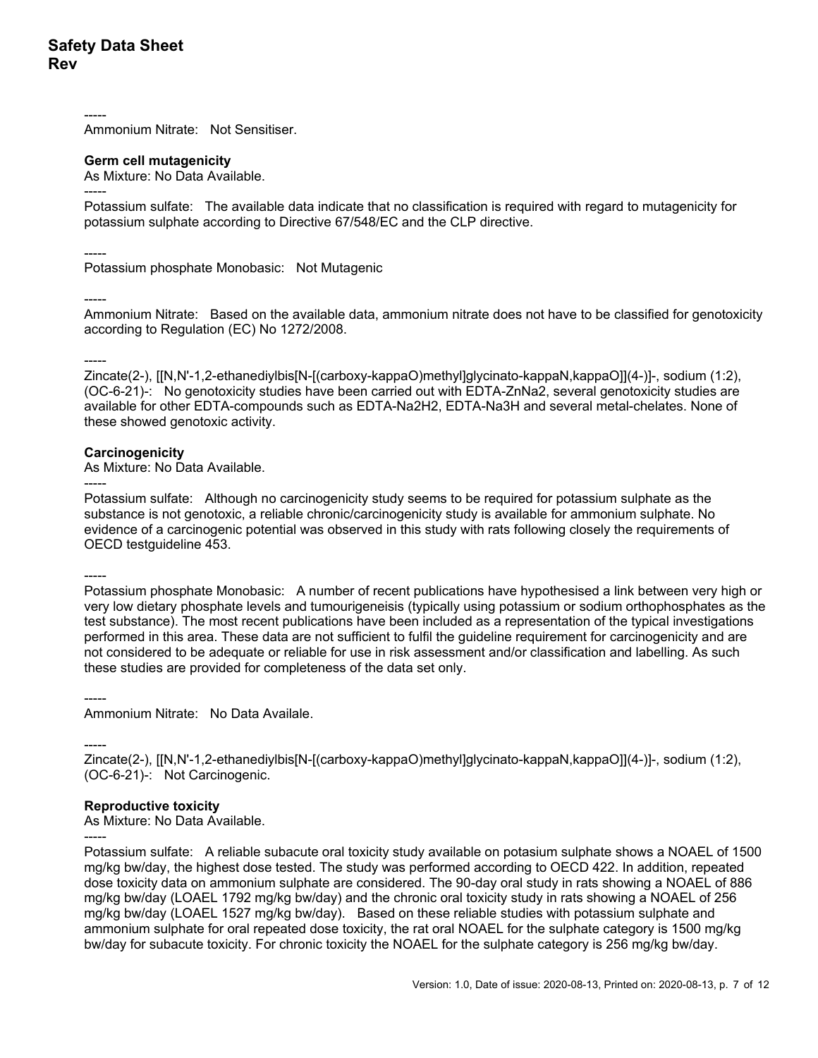-----

Ammonium Nitrate: Not Sensitiser.

**Germ cell mutagenicity**

As Mixture: No Data Available.

-----

Potassium sulfate: The available data indicate that no classification is required with regard to mutagenicity for potassium sulphate according to Directive 67/548/EC and the CLP directive.

-----

Potassium phosphate Monobasic: Not Mutagenic

-----

Ammonium Nitrate: Based on the available data, ammonium nitrate does not have to be classified for genotoxicity according to Regulation (EC) No 1272/2008.

-----

Zincate(2-), [[N,N'-1,2-ethanediylbis[N-[(carboxy-kappaO)methyl]glycinato-kappaN,kappaO]](4-)]-, sodium (1:2), (OC-6-21)-: No genotoxicity studies have been carried out with EDTA-ZnNa2, several genotoxicity studies are available for other EDTA-compounds such as EDTA-Na2H2, EDTA-Na3H and several metal-chelates. None of these showed genotoxic activity.

**Carcinogenicity**

As Mixture: No Data Available.

-----

Potassium sulfate: Although no carcinogenicity study seems to be required for potassium sulphate as the substance is not genotoxic, a reliable chronic/carcinogenicity study is available for ammonium sulphate. No evidence of a carcinogenic potential was observed in this study with rats following closely the requirements of OECD testguideline 453.

-----

Potassium phosphate Monobasic: A number of recent publications have hypothesised a link between very high or very low dietary phosphate levels and tumourigeneisis (typically using potassium or sodium orthophosphates as the test substance). The most recent publications have been included as a representation of the typical investigations performed in this area. These data are not sufficient to fulfil the guideline requirement for carcinogenicity and are not considered to be adequate or reliable for use in risk assessment and/or classification and labelling. As such these studies are provided for completeness of the data set only.

-----

Ammonium Nitrate: No Data Availale.

-----

Zincate(2-), [[N,N'-1,2-ethanediylbis[N-[(carboxy-kappaO)methyl]glycinato-kappaN,kappaO]](4-)]-, sodium (1:2), (OC-6-21)-: Not Carcinogenic.

**Reproductive toxicity**

As Mixture: No Data Available.

-----

Potassium sulfate: A reliable subacute oral toxicity study available on potasium sulphate shows a NOAEL of 1500 mg/kg bw/day, the highest dose tested. The study was performed according to OECD 422. In addition, repeated dose toxicity data on ammonium sulphate are considered. The 90-day oral study in rats showing a NOAEL of 886 mg/kg bw/day (LOAEL 1792 mg/kg bw/day) and the chronic oral toxicity study in rats showing a NOAEL of 256 mg/kg bw/day (LOAEL 1527 mg/kg bw/day). Based on these reliable studies with potassium sulphate and ammonium sulphate for oral repeated dose toxicity, the rat oral NOAEL for the sulphate category is 1500 mg/kg bw/day for subacute toxicity. For chronic toxicity the NOAEL for the sulphate category is 256 mg/kg bw/day.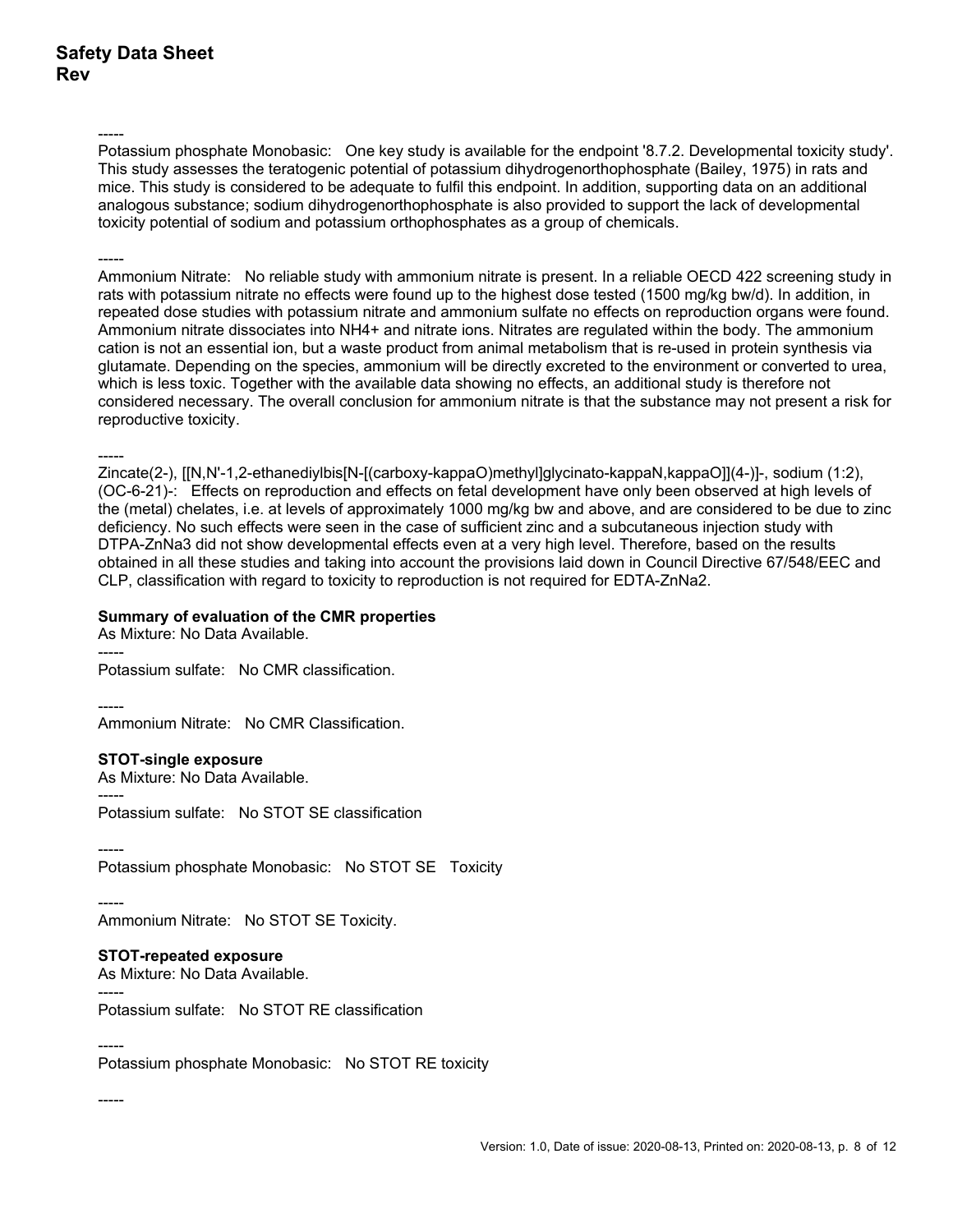-----

Potassium phosphate Monobasic:   One key study is available for the endpoint '8.7.2. Developmental toxicity study'. This study assesses the teratogenic potential of potassium dihydrogenorthophosphate (Bailey, 1975) in rats and mice. This study is considered to be adequate to fulfil this endpoint. In addition, supporting data on an additional analogous substance; sodium dihydrogenorthophosphate is also provided to support the lack of developmental toxicity potential of sodium and potassium orthophosphates as a group of chemicals.

-----

Ammonium Nitrate:   No reliable study with ammonium nitrate is present. In a reliable OECD 422 screening study in rats with potassium nitrate no effects were found up to the highest dose tested (1500 mg/kg bw/d). In addition, in repeated dose studies with potassium nitrate and ammonium sulfate no effects on reproduction organs were found. Ammonium nitrate dissociates into NH4+ and nitrate ions. Nitrates are regulated within the body. The ammonium cation is not an essential ion, but a waste product from animal metabolism that is re-used in protein synthesis via glutamate. Depending on the species, ammonium will be directly excreted to the environment or converted to urea, which is less toxic. Together with the available data showing no effects, an additional study is therefore not considered necessary. The overall conclusion for ammonium nitrate is that the substance may not present a risk for reproductive toxicity.

-----

Zincate(2-), [[N,N'-1,2-ethanediylbis[N-[(carboxy-kappaO)methyl]glycinato-kappaN,kappaO]](4-)]-, sodium (1:2), (OC-6-21)-:   Effects on reproduction and effects on fetal development have only been observed at high levels of the (metal) chelates, i.e. at levels of approximately 1000 mg/kg bw and above, and are considered to be due to zinc deficiency. No such effects were seen in the case of sufficient zinc and a subcutaneous injection study with DTPA-ZnNa3 did not show developmental effects even at a very high level. Therefore, based on the results obtained in all these studies and taking into account the provisions laid down in Council Directive 67/548/EEC and CLP, classification with regard to toxicity to reproduction is not required for EDTA-ZnNa2.

**Summary of evaluation of the CMR properties**

As Mixture: No Data Available.

-----

Potassium sulfate:   No CMR classification.

-----

Ammonium Nitrate:   No CMR Classification.

**STOT-single exposure**

As Mixture: No Data Available.

-----

Potassium sulfate:   No STOT SE classification

-----

Potassium phosphate Monobasic:   No STOT SE   Toxicity

-----

Ammonium Nitrate:   No STOT SE Toxicity.

**STOT-repeated exposure**

As Mixture: No Data Available.

-----

Potassium sulfate:   No STOT RE classification

-----

Potassium phosphate Monobasic:   No STOT RE toxicity

-----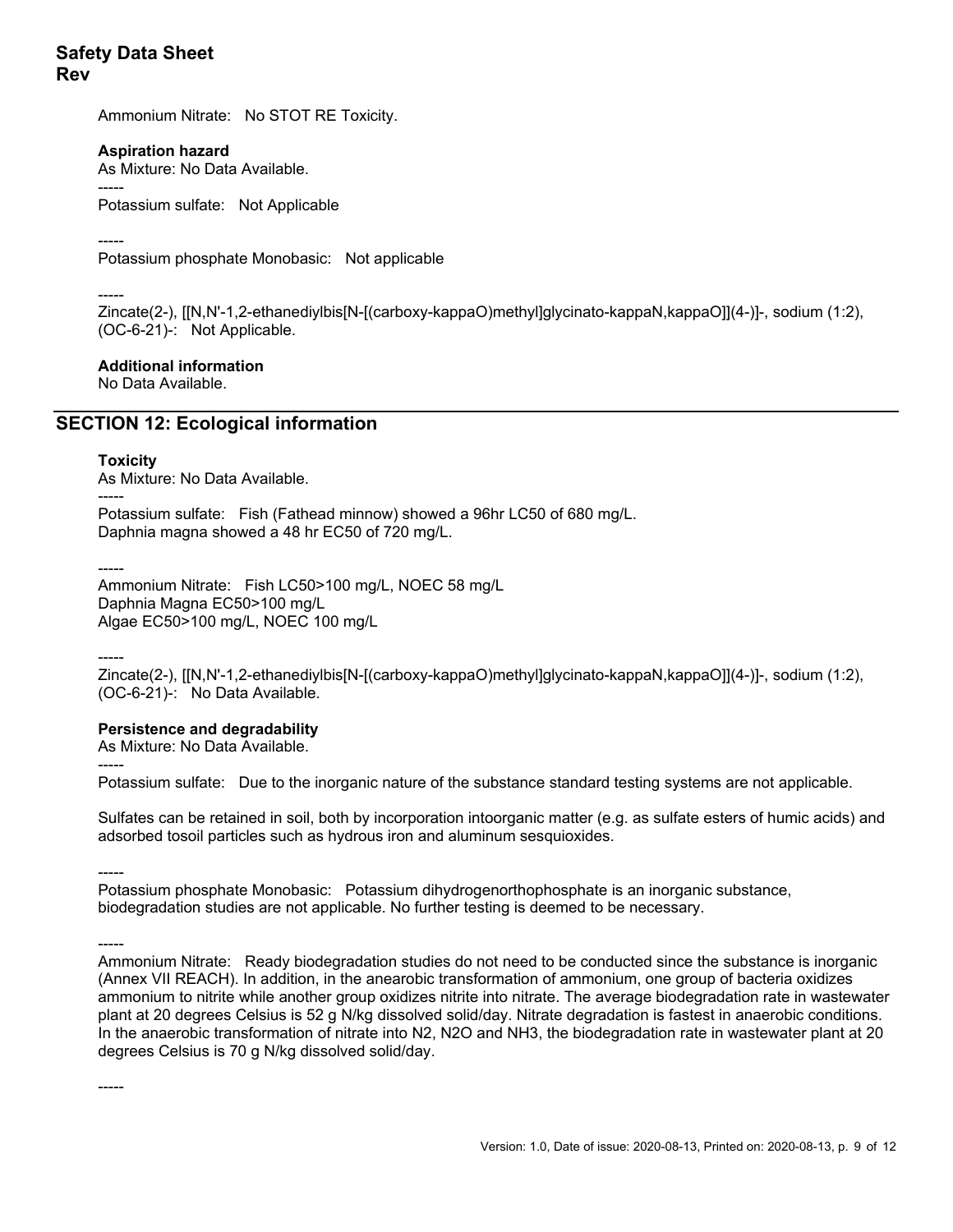Ammonium Nitrate:   No STOT RE Toxicity.

**Aspiration hazard**

As Mixture: No Data Available.

-----

Potassium sulfate:   Not Applicable

-----

Potassium phosphate Monobasic:   Not applicable

-----

Zincate(2-), [[N,N'-1,2-ethanediylbis[N-[(carboxy-kappaO)methyl]glycinato-kappaN,kappaO]](4-)]-, sodium (1:2), (OC-6-21)-:   Not Applicable.

**Additional information**

No Data Available.

## SECTION 12: Ecological information

**Toxicity**

As Mixture: No Data Available.

-----

Potassium sulfate:   Fish (Fathead minnow) showed a 96hr LC50 of 680 mg/L.
Daphnia magna showed a 48 hr EC50 of 720 mg/L.

-----

Ammonium Nitrate:   Fish LC50>100 mg/L, NOEC 58 mg/L
Daphnia Magna EC50>100 mg/L
Algae EC50>100 mg/L, NOEC 100 mg/L

-----

Zincate(2-), [[N,N'-1,2-ethanediylbis[N-[(carboxy-kappaO)methyl]glycinato-kappaN,kappaO]](4-)]-, sodium (1:2), (OC-6-21)-:   No Data Available.

**Persistence and degradability**

As Mixture: No Data Available.

-----

Potassium sulfate:   Due to the inorganic nature of the substance standard testing systems are not applicable.

Sulfates can be retained in soil, both by incorporation intoorganic matter (e.g. as sulfate esters of humic acids) and adsorbed tosoil particles such as hydrous iron and aluminum sesquioxides.

-----

Potassium phosphate Monobasic:   Potassium dihydrogenorthophosphate is an inorganic substance, biodegradation studies are not applicable. No further testing is deemed to be necessary.

-----

Ammonium Nitrate:   Ready biodegradation studies do not need to be conducted since the substance is inorganic (Annex VII REACH). In addition, in the anearobic transformation of ammonium, one group of bacteria oxidizes ammonium to nitrite while another group oxidizes nitrite into nitrate. The average biodegradation rate in wastewater plant at 20 degrees Celsius is 52 g N/kg dissolved solid/day. Nitrate degradation is fastest in anaerobic conditions. In the anaerobic transformation of nitrate into N2, N2O and NH3, the biodegradation rate in wastewater plant at 20 degrees Celsius is 70 g N/kg dissolved solid/day.

-----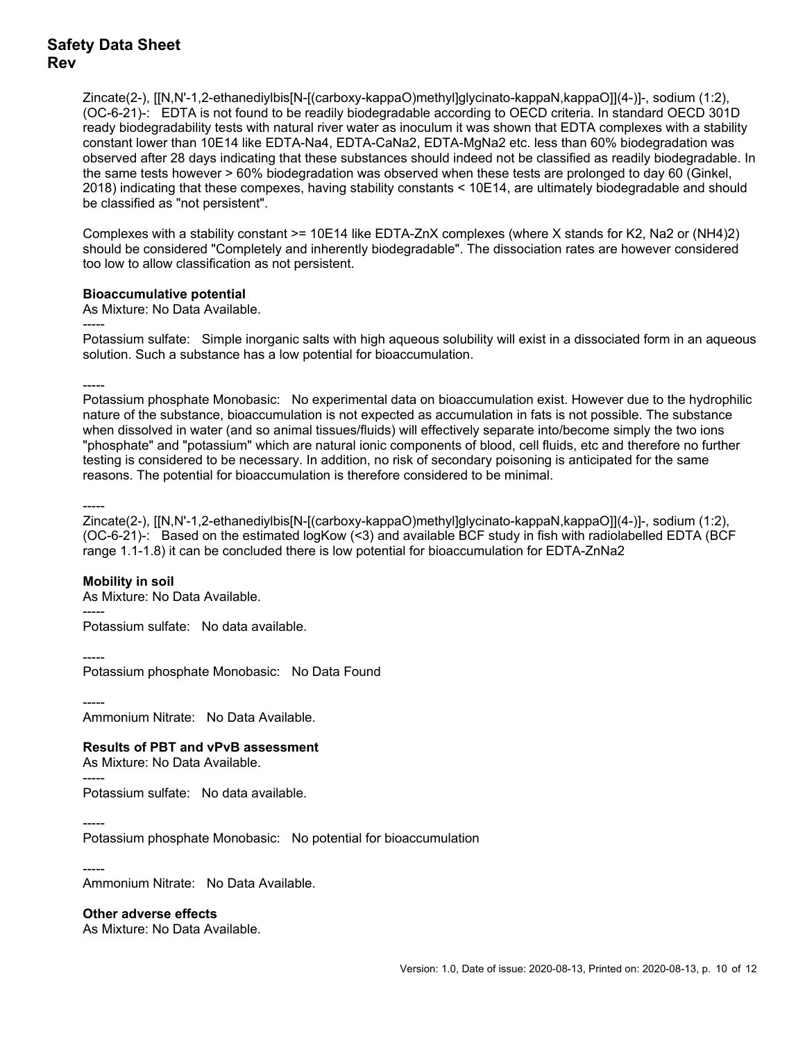Zincate(2-), [[N,N'-1,2-ethanediylbis[N-[(carboxy-kappaO)methyl]glycinato-kappaN,kappaO]](4-)]-, sodium (1:2), (OC-6-21)-: EDTA is not found to be readily biodegradable according to OECD criteria. In standard OECD 301D ready biodegradability tests with natural river water as inoculum it was shown that EDTA complexes with a stability constant lower than 10E14 like EDTA-Na4, EDTA-CaNa2, EDTA-MgNa2 etc. less than 60% biodegradation was observed after 28 days indicating that these substances should indeed not be classified as readily biodegradable. In the same tests however > 60% biodegradation was observed when these tests are prolonged to day 60 (Ginkel, 2018) indicating that these compexes, having stability constants < 10E14, are ultimately biodegradable and should be classified as "not persistent".

Complexes with a stability constant >= 10E14 like EDTA-ZnX complexes (where X stands for K2, Na2 or (NH4)2) should be considered "Completely and inherently biodegradable". The dissociation rates are however considered too low to allow classification as not persistent.

**Bioaccumulative potential**

As Mixture: No Data Available.

-----

Potassium sulfate: Simple inorganic salts with high aqueous solubility will exist in a dissociated form in an aqueous solution. Such a substance has a low potential for bioaccumulation.

-----

Potassium phosphate Monobasic: No experimental data on bioaccumulation exist. However due to the hydrophilic nature of the substance, bioaccumulation is not expected as accumulation in fats is not possible. The substance when dissolved in water (and so animal tissues/fluids) will effectively separate into/become simply the two ions "phosphate" and "potassium" which are natural ionic components of blood, cell fluids, etc and therefore no further testing is considered to be necessary. In addition, no risk of secondary poisoning is anticipated for the same reasons. The potential for bioaccumulation is therefore considered to be minimal.

-----

Zincate(2-), [[N,N'-1,2-ethanediylbis[N-[(carboxy-kappaO)methyl]glycinato-kappaN,kappaO]](4-)]-, sodium (1:2), (OC-6-21)-: Based on the estimated logKow (<3) and available BCF study in fish with radiolabelled EDTA (BCF range 1.1-1.8) it can be concluded there is low potential for bioaccumulation for EDTA-ZnNa2

**Mobility in soil**

As Mixture: No Data Available.

-----

Potassium sulfate: No data available.

-----

Potassium phosphate Monobasic: No Data Found

-----

Ammonium Nitrate: No Data Available.

**Results of PBT and vPvB assessment**

As Mixture: No Data Available.

-----

Potassium sulfate: No data available.

-----

Potassium phosphate Monobasic: No potential for bioaccumulation

-----

Ammonium Nitrate: No Data Available.

**Other adverse effects**

As Mixture: No Data Available.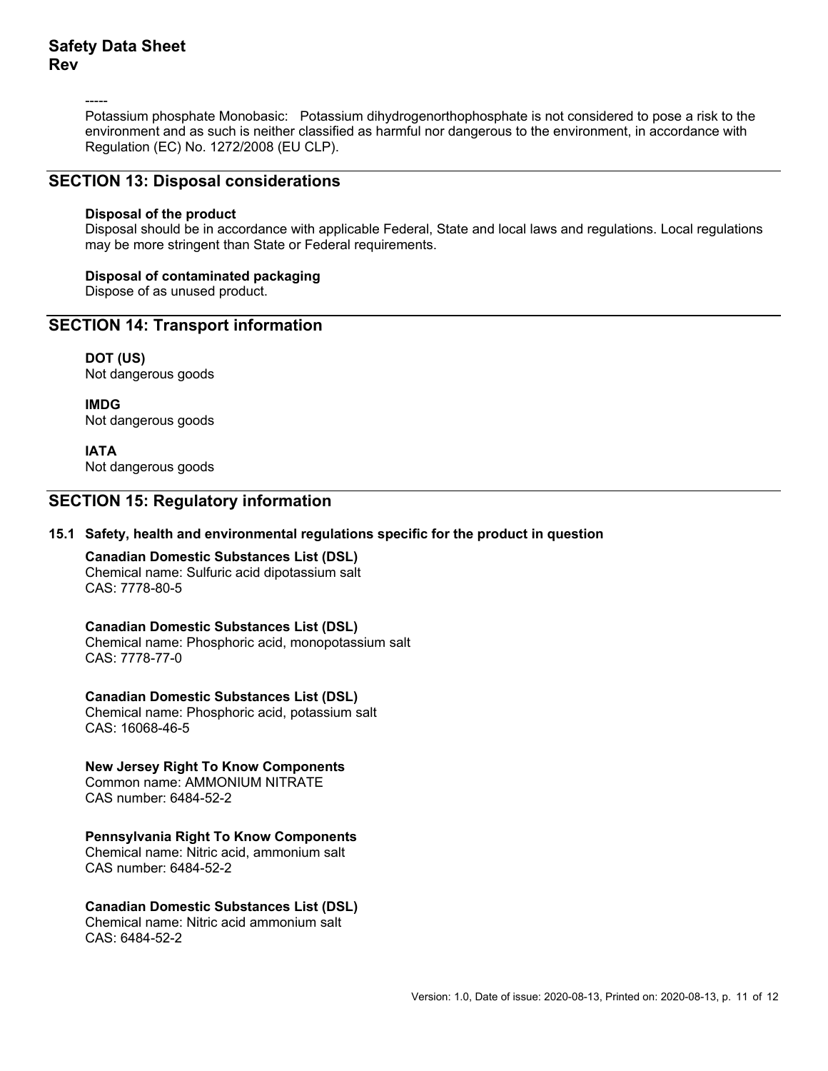-----

Potassium phosphate Monobasic: Potassium dihydrogenorthophosphate is not considered to pose a risk to the environment and as such is neither classified as harmful nor dangerous to the environment, in accordance with Regulation (EC) No. 1272/2008 (EU CLP).

## SECTION 13: Disposal considerations

**Disposal of the product**

Disposal should be in accordance with applicable Federal, State and local laws and regulations. Local regulations may be more stringent than State or Federal requirements.

**Disposal of contaminated packaging**

Dispose of as unused product.

## SECTION 14: Transport information

**DOT (US)**

Not dangerous goods

**IMDG**

Not dangerous goods

**IATA**

Not dangerous goods

## SECTION 15: Regulatory information

### 15.1 Safety, health and environmental regulations specific for the product in question

**Canadian Domestic Substances List (DSL)**

Chemical name: Sulfuric acid dipotassium salt
CAS: 7778-80-5

**Canadian Domestic Substances List (DSL)**

Chemical name: Phosphoric acid, monopotassium salt
CAS: 7778-77-0

**Canadian Domestic Substances List (DSL)**

Chemical name: Phosphoric acid, potassium salt
CAS: 16068-46-5

**New Jersey Right To Know Components**

Common name: AMMONIUM NITRATE
CAS number: 6484-52-2

**Pennsylvania Right To Know Components**

Chemical name: Nitric acid, ammonium salt
CAS number: 6484-52-2

**Canadian Domestic Substances List (DSL)**

Chemical name: Nitric acid ammonium salt
CAS: 6484-52-2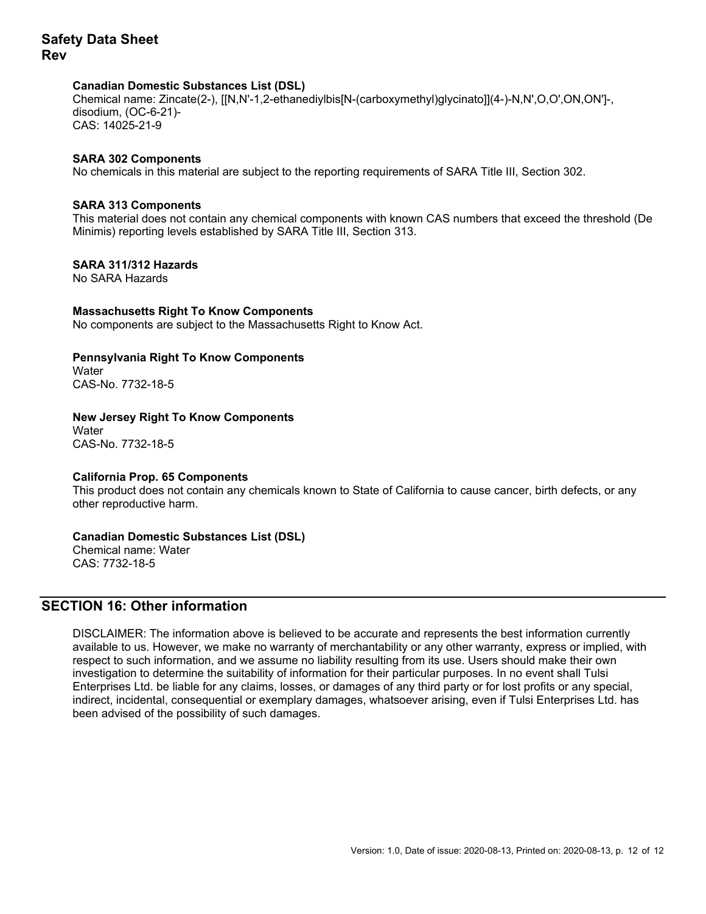**Canadian Domestic Substances List (DSL)**
Chemical name: Zincate(2-), [[N,N'-1,2-ethanediylbis[N-(carboxymethyl)glycinato]](4-)-N,N',O,O',ON,ON']-, disodium, (OC-6-21)-
CAS: 14025-21-9

**SARA 302 Components**
No chemicals in this material are subject to the reporting requirements of SARA Title III, Section 302.

**SARA 313 Components**
This material does not contain any chemical components with known CAS numbers that exceed the threshold (De Minimis) reporting levels established by SARA Title III, Section 313.

**SARA 311/312 Hazards**
No SARA Hazards

**Massachusetts Right To Know Components**
No components are subject to the Massachusetts Right to Know Act.

**Pennsylvania Right To Know Components**
Water
CAS-No. 7732-18-5

**New Jersey Right To Know Components**
Water
CAS-No. 7732-18-5

**California Prop. 65 Components**
This product does not contain any chemicals known to State of California to cause cancer, birth defects, or any other reproductive harm.

**Canadian Domestic Substances List (DSL)**
Chemical name: Water
CAS: 7732-18-5

## SECTION 16: Other information

DISCLAIMER: The information above is believed to be accurate and represents the best information currently available to us. However, we make no warranty of merchantability or any other warranty, express or implied, with respect to such information, and we assume no liability resulting from its use. Users should make their own investigation to determine the suitability of information for their particular purposes. In no event shall Tulsi Enterprises Ltd. be liable for any claims, losses, or damages of any third party or for lost profits or any special, indirect, incidental, consequential or exemplary damages, whatsoever arising, even if Tulsi Enterprises Ltd. has been advised of the possibility of such damages.